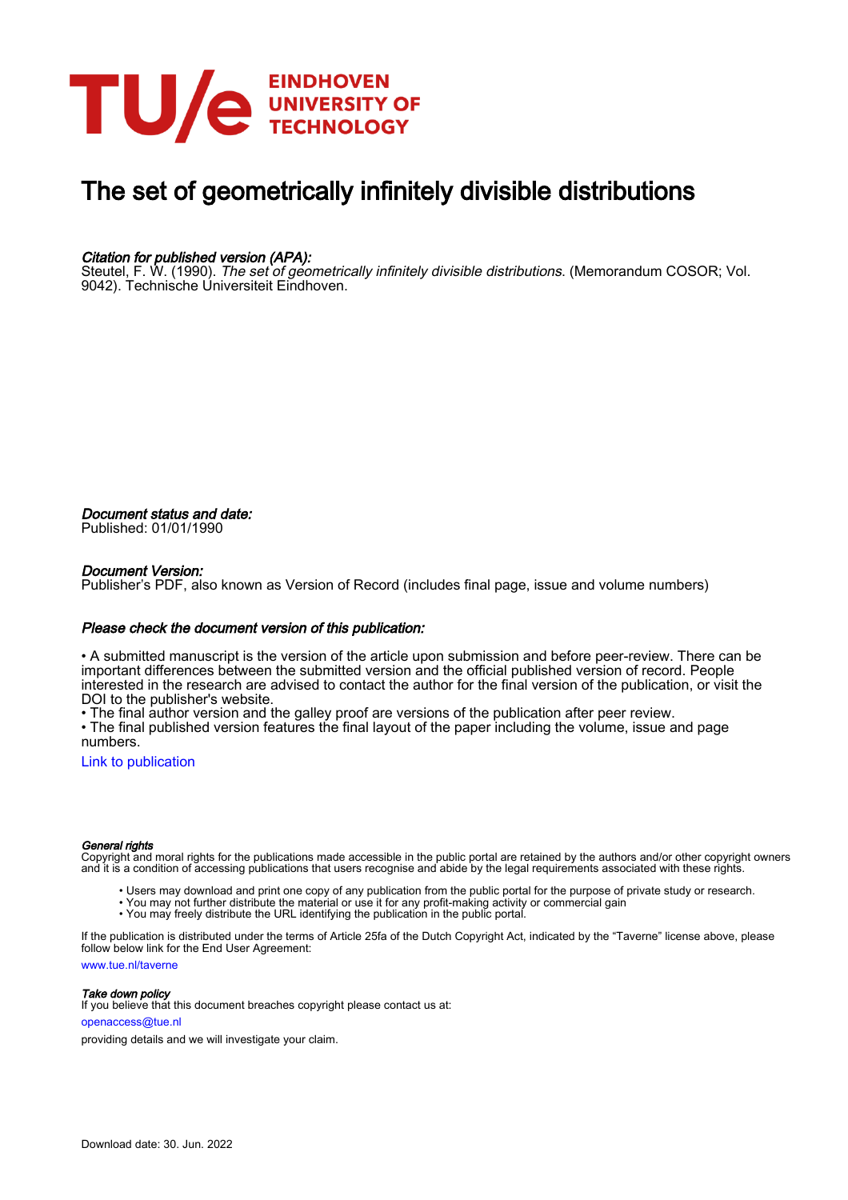# The set of geometrically infinitely divisible distributions

*Citation for published version (APA):*
Steutel, F. W. (1990). *The set of geometrically infinitely divisible distributions*. (Memorandum COSOR; Vol. 9042). Technische Universiteit Eindhoven.

*Document status and date:*
Published: 01/01/1990

*Document Version:*
Publisher's PDF, also known as Version of Record (includes final page, issue and volume numbers)

*Please check the document version of this publication:*

• A submitted manuscript is the version of the article upon submission and before peer-review. There can be important differences between the submitted version and the official published version of record. People interested in the research are advised to contact the author for the final version of the publication, or visit the DOI to the publisher's website.
• The final author version and the galley proof are versions of the publication after peer review.
• The final published version features the final layout of the paper including the volume, issue and page numbers.

Link to publication

*General rights*
Copyright and moral rights for the publications made accessible in the public portal are retained by the authors and/or other copyright owners and it is a condition of accessing publications that users recognise and abide by the legal requirements associated with these rights.

• Users may download and print one copy of any publication from the public portal for the purpose of private study or research.
• You may not further distribute the material or use it for any profit-making activity or commercial gain
• You may freely distribute the URL identifying the publication in the public portal.

If the publication is distributed under the terms of Article 25fa of the Dutch Copyright Act, indicated by the "Taverne" license above, please follow below link for the End User Agreement:

www.tue.nl/taverne

*Take down policy*
If you believe that this document breaches copyright please contact us at:

openaccess@tue.nl

providing details and we will investigate your claim.

Download date: 30. Jun. 2022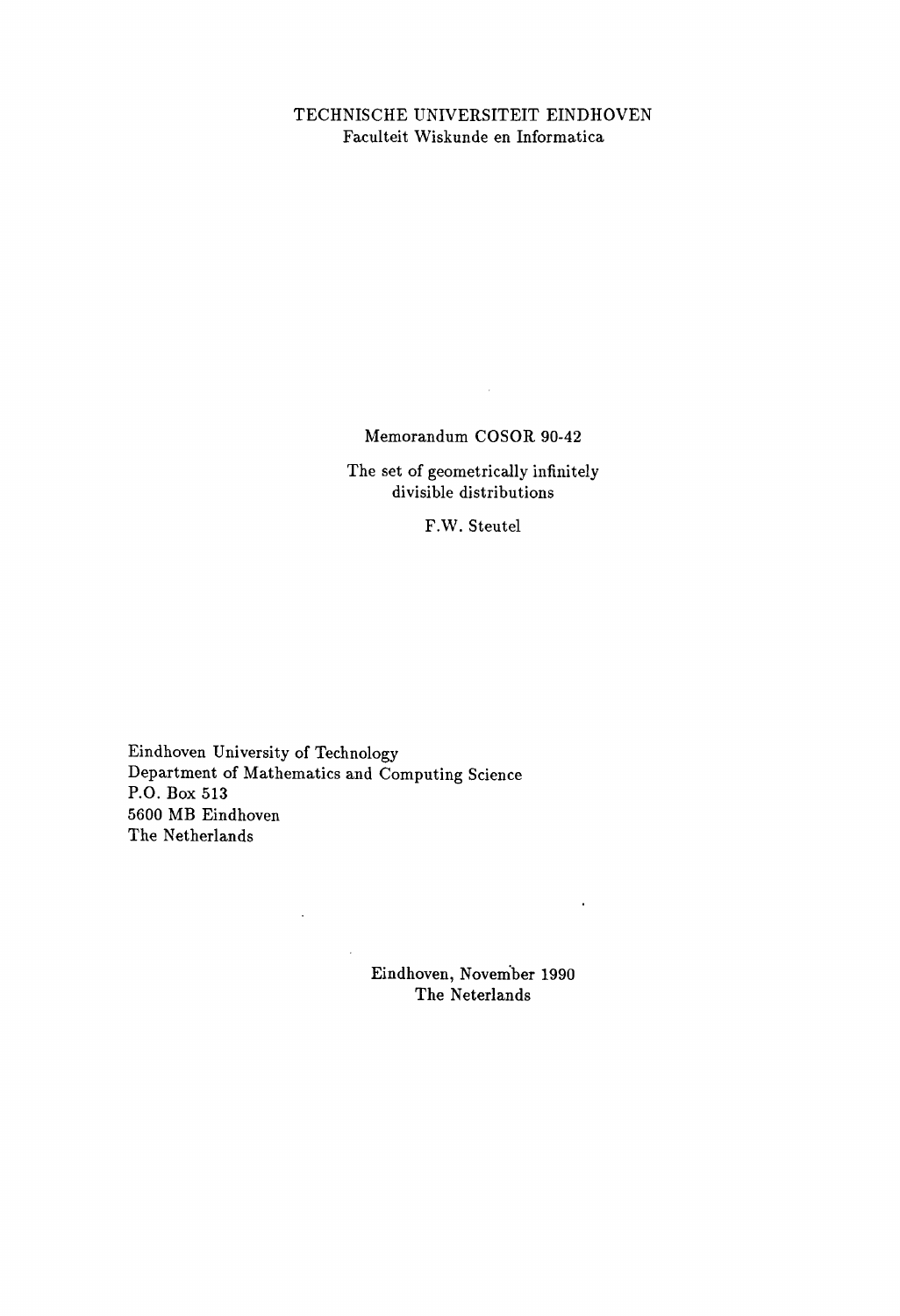TECHNISCHE UNIVERSITEIT EINDHOVEN
Faculteit Wiskunde en Informatica

Memorandum COSOR 90-42

The set of geometrically infinitely divisible distributions

F.W. Steutel

Eindhoven University of Technology
Department of Mathematics and Computing Science
P.O. Box 513
5600 MB Eindhoven
The Netherlands

Eindhoven, November 1990
The Neterlands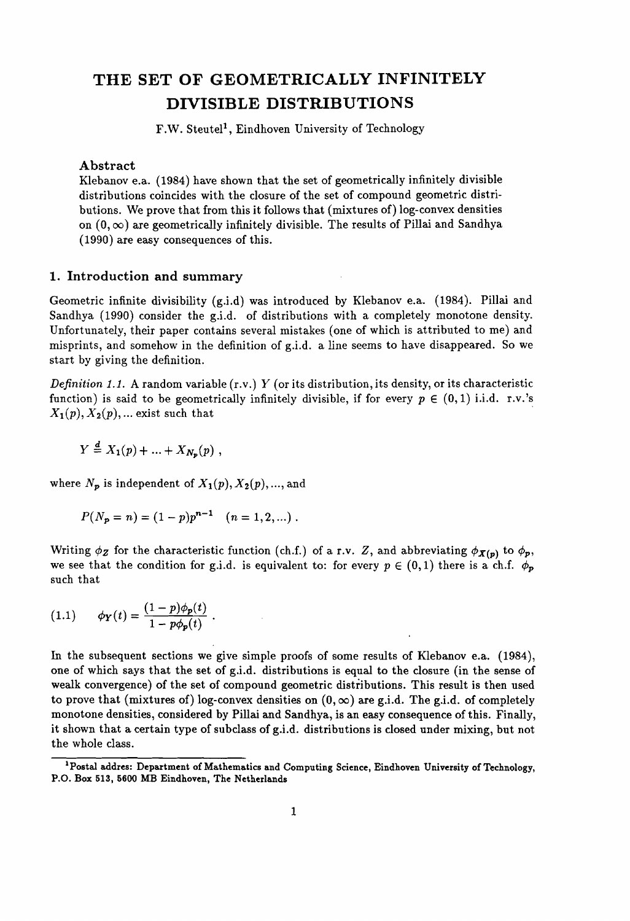# THE SET OF GEOMETRICALLY INFINITELY DIVISIBLE DISTRIBUTIONS

F.W. Steutel[1], Eindhoven University of Technology

### Abstract

Klebanov e.a. (1984) have shown that the set of geometrically infinitely divisible distributions coincides with the closure of the set of compound geometric distributions. We prove that from this it follows that (mixtures of) log-convex densities on $(0, \infty)$ are geometrically infinitely divisible. The results of Pillai and Sandhya (1990) are easy consequences of this.

## 1. Introduction and summary

Geometric infinite divisibility (g.i.d) was introduced by Klebanov e.a. (1984). Pillai and Sandhya (1990) consider the g.i.d. of distributions with a completely monotone density. Unfortunately, their paper contains several mistakes (one of which is attributed to me) and misprints, and somehow in the definition of g.i.d. a line seems to have disappeared. So we start by giving the definition.

*Definition 1.1.* A random variable (r.v.) $Y$ (or its distribution, its density, or its characteristic function) is said to be geometrically infinitely divisible, if for every $p \in (0, 1)$ i.i.d. r.v.'s $X_1(p), X_2(p), \ldots$ exist such that

$$Y \stackrel{d}{=} X_1(p) + \ldots + X_{N_p}(p) ,$$

where $N_p$ is independent of $X_1(p), X_2(p), \ldots$, and

$$P(N_p = n) = (1 - p)p^{n-1} \quad (n = 1, 2, \ldots) .$$

Writing $\phi_Z$ for the characteristic function (ch.f.) of a r.v. $Z$, and abbreviating $\phi_{X(p)}$ to $\phi_p$, we see that the condition for g.i.d. is equivalent to: for every $p \in (0, 1)$ there is a ch.f. $\phi_p$ such that

$$\phi_Y(t) = \frac{(1-p)\phi_p(t)}{1 - p\phi_p(t)} . \tag{1.1}$$

In the subsequent sections we give simple proofs of some results of Klebanov e.a. (1984), one of which says that the set of g.i.d. distributions is equal to the closure (in the sense of wealk convergence) of the set of compound geometric distributions. This result is then used to prove that (mixtures of) log-convex densities on $(0, \infty)$ are g.i.d. The g.i.d. of completely monotone densities, considered by Pillai and Sandhya, is an easy consequence of this. Finally, it shown that a certain type of subclass of g.i.d. distributions is closed under mixing, but not the whole class.

[1] Postal addres: Department of Mathematics and Computing Science, Eindhoven University of Technology, P.O. Box 513, 5600 MB Eindhoven, The Netherlands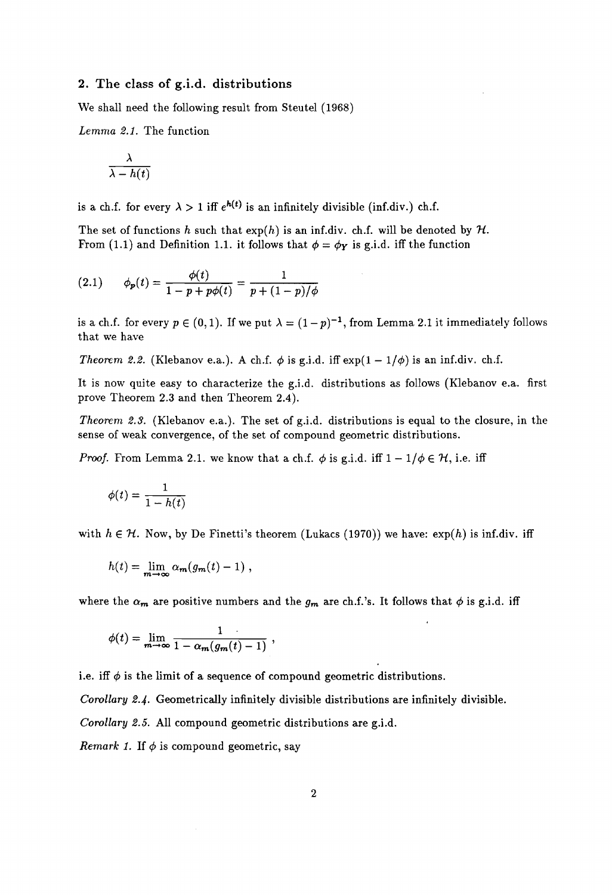## 2. The class of g.i.d. distributions

We shall need the following result from Steutel (1968)

*Lemma 2.1.* The function

$$\frac{\lambda}{\lambda - h(t)}$$

is a ch.f. for every $\lambda > 1$ iff $e^{h(t)}$ is an infinitely divisible (inf.div.) ch.f.

The set of functions $h$ such that $\exp(h)$ is an inf.div. ch.f. will be denoted by $\mathcal{H}$. From (1.1) and Definition 1.1. it follows that $\phi = \phi_Y$ is g.i.d. iff the function

$$\phi_p(t) = \frac{\phi(t)}{1 - p + p\phi(t)} = \frac{1}{p + (1-p)/\phi} \tag{2.1}$$

is a ch.f. for every $p \in (0,1)$. If we put $\lambda = (1-p)^{-1}$, from Lemma 2.1 it immediately follows that we have

*Theorem 2.2.* (Klebanov e.a.). A ch.f. $\phi$ is g.i.d. iff $\exp(1 - 1/\phi)$ is an inf.div. ch.f.

It is now quite easy to characterize the g.i.d. distributions as follows (Klebanov e.a. first prove Theorem 2.3 and then Theorem 2.4).

*Theorem 2.3.* (Klebanov e.a.). The set of g.i.d. distributions is equal to the closure, in the sense of weak convergence, of the set of compound geometric distributions.

*Proof.* From Lemma 2.1. we know that a ch.f. $\phi$ is g.i.d. iff $1 - 1/\phi \in \mathcal{H}$, i.e. iff

$$\phi(t) = \frac{1}{1 - h(t)}$$

with $h \in \mathcal{H}$. Now, by De Finetti's theorem (Lukacs (1970)) we have: $\exp(h)$ is inf.div. iff

$$h(t) = \lim_{m \to \infty} \alpha_m(g_m(t) - 1)\ ,$$

where the $\alpha_m$ are positive numbers and the $g_m$ are ch.f.'s. It follows that $\phi$ is g.i.d. iff

$$\phi(t) = \lim_{m \to \infty} \frac{1}{1 - \alpha_m(g_m(t) - 1)}\ ,$$

i.e. iff $\phi$ is the limit of a sequence of compound geometric distributions.

*Corollary 2.4.* Geometrically infinitely divisible distributions are infinitely divisible.

*Corollary 2.5.* All compound geometric distributions are g.i.d.

*Remark 1.* If $\phi$ is compound geometric, say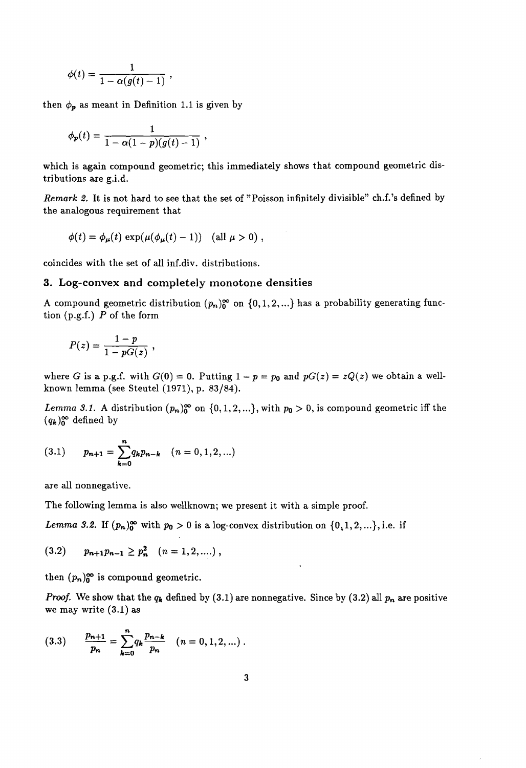$$\phi(t) = \frac{1}{1 - \alpha(g(t) - 1)} ,$$

then $\phi_p$ as meant in Definition 1.1 is given by

$$\phi_p(t) = \frac{1}{1 - \alpha(1 - p)(g(t) - 1)} ,$$

which is again compound geometric; this immediately shows that compound geometric distributions are g.i.d.

*Remark 2.* It is not hard to see that the set of "Poisson infinitely divisible" ch.f.'s defined by the analogous requirement that

$$\phi(t) = \phi_\mu(t) \exp(\mu(\phi_\mu(t) - 1)) \quad (\text{all } \mu > 0) ,$$

coincides with the set of all inf.div. distributions.

## 3. Log-convex and completely monotone densities

A compound geometric distribution $(p_n)_0^\infty$ on $\{0, 1, 2, ...\}$ has a probability generating function (p.g.f.) $P$ of the form

$$P(z) = \frac{1 - p}{1 - pG(z)} ,$$

where $G$ is a p.g.f. with $G(0) = 0$. Putting $1 - p = p_0$ and $pG(z) = zQ(z)$ we obtain a wellknown lemma (see Steutel (1971), p. 83/84).

*Lemma 3.1.* A distribution $(p_n)_0^\infty$ on $\{0, 1, 2, ...\}$, with $p_0 > 0$, is compound geometric iff the $(q_k)_0^\infty$ defined by

$$p_{n+1} = \sum_{k=0}^{n} q_k p_{n-k} \quad (n = 0, 1, 2, ...) \tag{3.1}$$

are all nonnegative.

The following lemma is also wellknown; we present it with a simple proof.

*Lemma 3.2.* If $(p_n)_0^\infty$ with $p_0 > 0$ is a log-convex distribution on $\{0, 1, 2, ...\}$, i.e. if

$$p_{n+1} p_{n-1} \geq p_n^2 \quad (n = 1, 2, ....) , \tag{3.2}$$

then $(p_n)_0^\infty$ is compound geometric.

*Proof.* We show that the $q_k$ defined by (3.1) are nonnegative. Since by (3.2) all $p_n$ are positive we may write (3.1) as

$$\frac{p_{n+1}}{p_n} = \sum_{k=0}^{n} q_k \frac{p_{n-k}}{p_n} \quad (n = 0, 1, 2, ...) . \tag{3.3}$$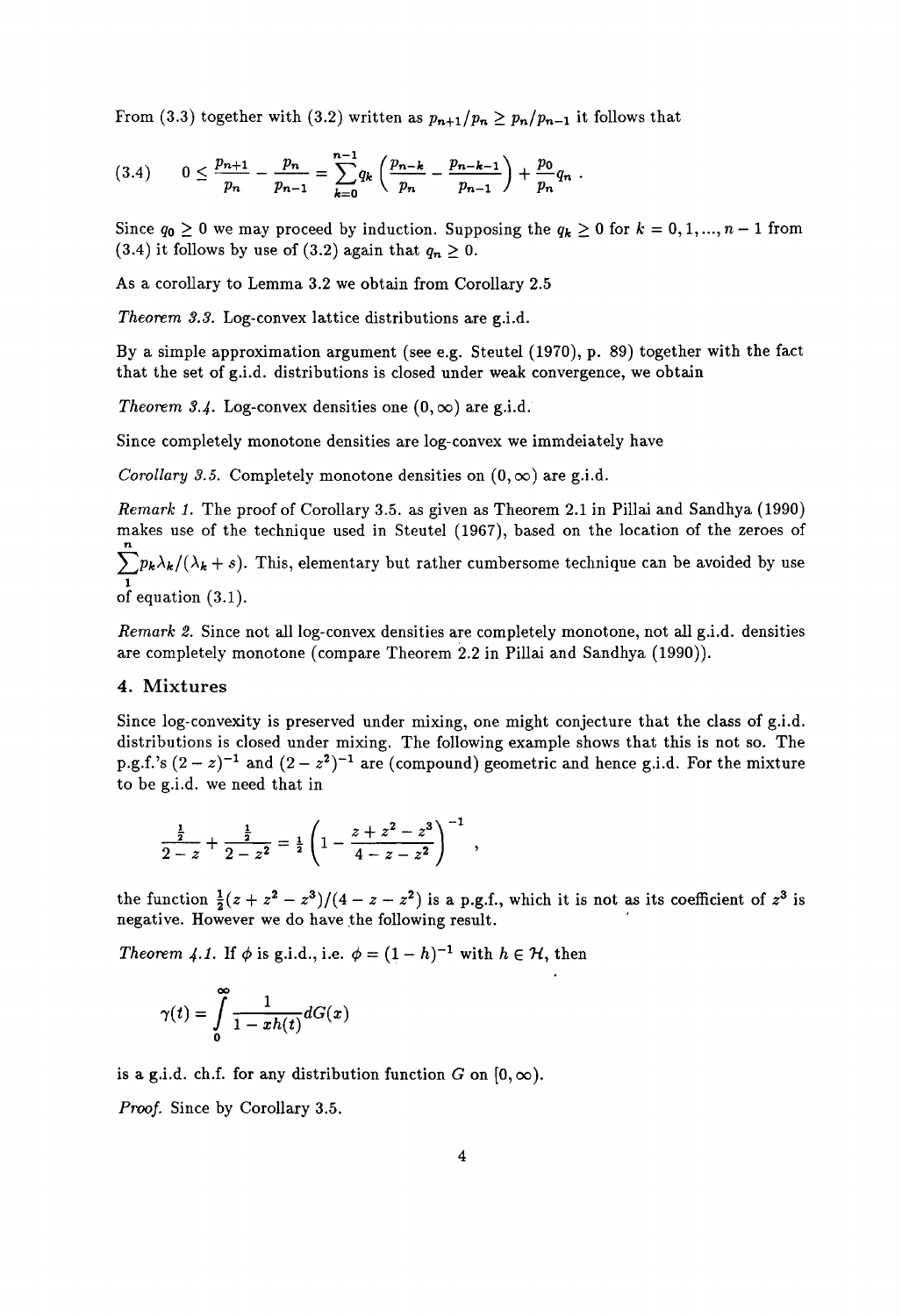From (3.3) together with (3.2) written as $p_{n+1}/p_n \geq p_n/p_{n-1}$ it follows that

$$(3.4) \qquad 0 \leq \frac{p_{n+1}}{p_n} - \frac{p_n}{p_{n-1}} = \sum_{k=0}^{n-1} q_k \left( \frac{p_{n-k}}{p_n} - \frac{p_{n-k-1}}{p_{n-1}} \right) + \frac{p_0}{p_n} q_n .$$

Since $q_0 \geq 0$ we may proceed by induction. Supposing the $q_k \geq 0$ for $k = 0, 1, ..., n-1$ from (3.4) it follows by use of (3.2) again that $q_n \geq 0$.

As a corollary to Lemma 3.2 we obtain from Corollary 2.5

*Theorem 3.3.* Log-convex lattice distributions are g.i.d.

By a simple approximation argument (see e.g. Steutel (1970), p. 89) together with the fact that the set of g.i.d. distributions is closed under weak convergence, we obtain

*Theorem 3.4.* Log-convex densities one $(0, \infty)$ are g.i.d.

Since completely monotone densities are log-convex we immdeiately have

*Corollary 3.5.* Completely monotone densities on $(0, \infty)$ are g.i.d.

*Remark 1.* The proof of Corollary 3.5. as given as Theorem 2.1 in Pillai and Sandhya (1990) makes use of the technique used in Steutel (1967), based on the location of the zeroes of $\sum_1^n p_k \lambda_k / (\lambda_k + s)$. This, elementary but rather cumbersome technique can be avoided by use of equation (3.1).

*Remark 2.* Since not all log-convex densities are completely monotone, not all g.i.d. densities are completely monotone (compare Theorem 2.2 in Pillai and Sandhya (1990)).

## 4. Mixtures

Since log-convexity is preserved under mixing, one might conjecture that the class of g.i.d. distributions is closed under mixing. The following example shows that this is not so. The p.g.f.'s $(2-z)^{-1}$ and $(2-z^2)^{-1}$ are (compound) geometric and hence g.i.d. For the mixture to be g.i.d. we need that in

$$\frac{\frac{1}{2}}{2-z} + \frac{\frac{1}{2}}{2-z^2} = \tfrac{1}{2} \left( 1 - \frac{z + z^2 - z^3}{4 - z - z^2} \right)^{-1} ,$$

the function $\frac{1}{2}(z + z^2 - z^3)/(4 - z - z^2)$ is a p.g.f., which it is not as its coefficient of $z^3$ is negative. However we do have the following result.

*Theorem 4.1.* If $\phi$ is g.i.d., i.e. $\phi = (1-h)^{-1}$ with $h \in \mathcal{H}$, then

$$\gamma(t) = \int_0^\infty \frac{1}{1 - xh(t)} dG(x)$$

is a g.i.d. ch.f. for any distribution function $G$ on $[0, \infty)$.

*Proof.* Since by Corollary 3.5.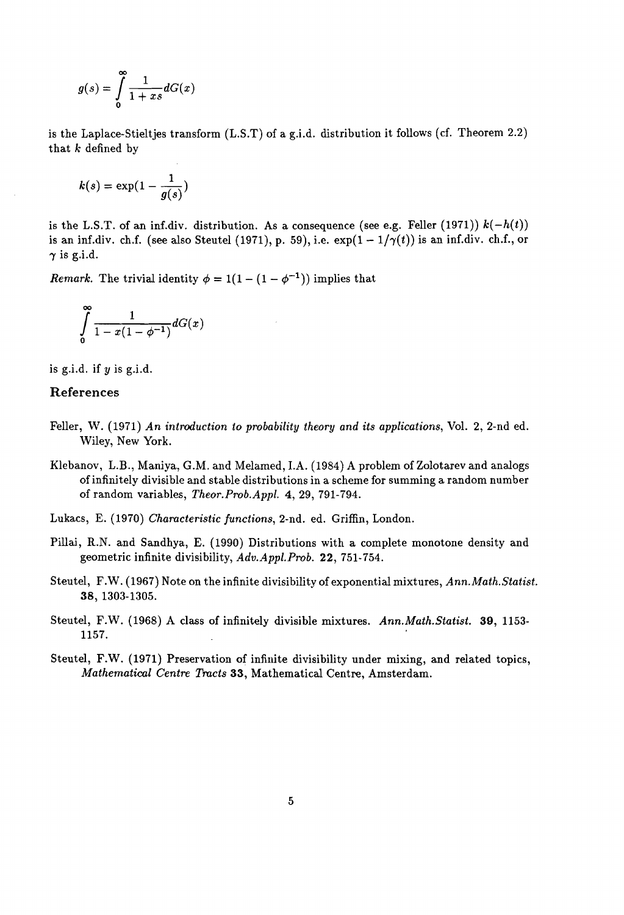$$g(s) = \int_0^\infty \frac{1}{1+xs} dG(x)$$

is the Laplace-Stieltjes transform (L.S.T) of a g.i.d. distribution it follows (cf. Theorem 2.2) that $k$ defined by

$$k(s) = \exp(1 - \frac{1}{g(s)})$$

is the L.S.T. of an inf.div. distribution. As a consequence (see e.g. Feller (1971)) $k(-h(t))$ is an inf.div. ch.f. (see also Steutel (1971), p. 59), i.e. $\exp(1 - 1/\gamma(t))$ is an inf.div. ch.f., or $\gamma$ is g.i.d.

*Remark.* The trivial identity $\phi = 1(1 - (1 - \phi^{-1}))$ implies that

$$\int_0^\infty \frac{1}{1 - x(1 - \phi^{-1})} dG(x)$$

is g.i.d. if $y$ is g.i.d.

## References

Feller, W. (1971) *An introduction to probability theory and its applications*, Vol. 2, 2-nd ed. Wiley, New York.

Klebanov, L.B., Maniya, G.M. and Melamed, I.A. (1984) A problem of Zolotarev and analogs of infinitely divisible and stable distributions in a scheme for summing a random number of random variables, *Theor.Prob.Appl.* **4**, 29, 791-794.

Lukacs, E. (1970) *Characteristic functions*, 2-nd. ed. Griffin, London.

Pillai, R.N. and Sandhya, E. (1990) Distributions with a complete monotone density and geometric infinite divisibility, *Adv.Appl.Prob.* **22**, 751-754.

Steutel, F.W. (1967) Note on the infinite divisibility of exponential mixtures, *Ann.Math.Statist.* **38**, 1303-1305.

Steutel, F.W. (1968) A class of infinitely divisible mixtures. *Ann.Math.Statist.* **39**, 1153-1157.

Steutel, F.W. (1971) Preservation of infinite divisibility under mixing, and related topics, *Mathematical Centre Tracts* **33**, Mathematical Centre, Amsterdam.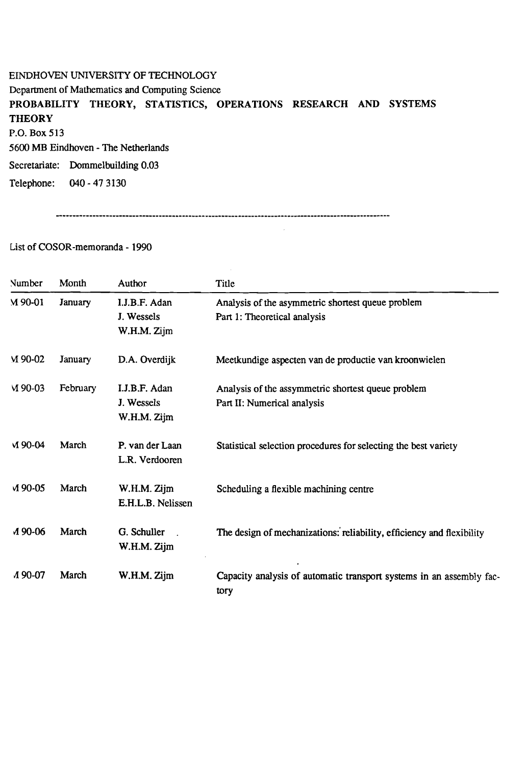EINDHOVEN UNIVERSITY OF TECHNOLOGY

Department of Mathematics and Computing Science

**PROBABILITY THEORY, STATISTICS, OPERATIONS RESEARCH AND SYSTEMS THEORY**

P.O. Box 513

5600 MB Eindhoven - The Netherlands

Secretariate: Dommelbuilding 0.03

Telephone: 040 - 47 3130

---

List of COSOR-memoranda - 1990

| Number | Month | Author | Title |
|---|---|---|---|
| M 90-01 | January | I.J.B.F. Adan<br>J. Wessels<br>W.H.M. Zijm | Analysis of the asymmetric shortest queue problem<br>Part 1: Theoretical analysis |
| M 90-02 | January | D.A. Overdijk | Meetkundige aspecten van de productie van kroonwielen |
| M 90-03 | February | I.J.B.F. Adan<br>J. Wessels<br>W.H.M. Zijm | Analysis of the assymmetric shortest queue problem<br>Part II: Numerical analysis |
| M 90-04 | March | P. van der Laan<br>L.R. Verdooren | Statistical selection procedures for selecting the best variety |
| M 90-05 | March | W.H.M. Zijm<br>E.H.L.B. Nelissen | Scheduling a flexible machining centre |
| M 90-06 | March | G. Schuller<br>W.H.M. Zijm | The design of mechanizations: reliability, efficiency and flexibility |
| M 90-07 | March | W.H.M. Zijm | Capacity analysis of automatic transport systems in an assembly factory |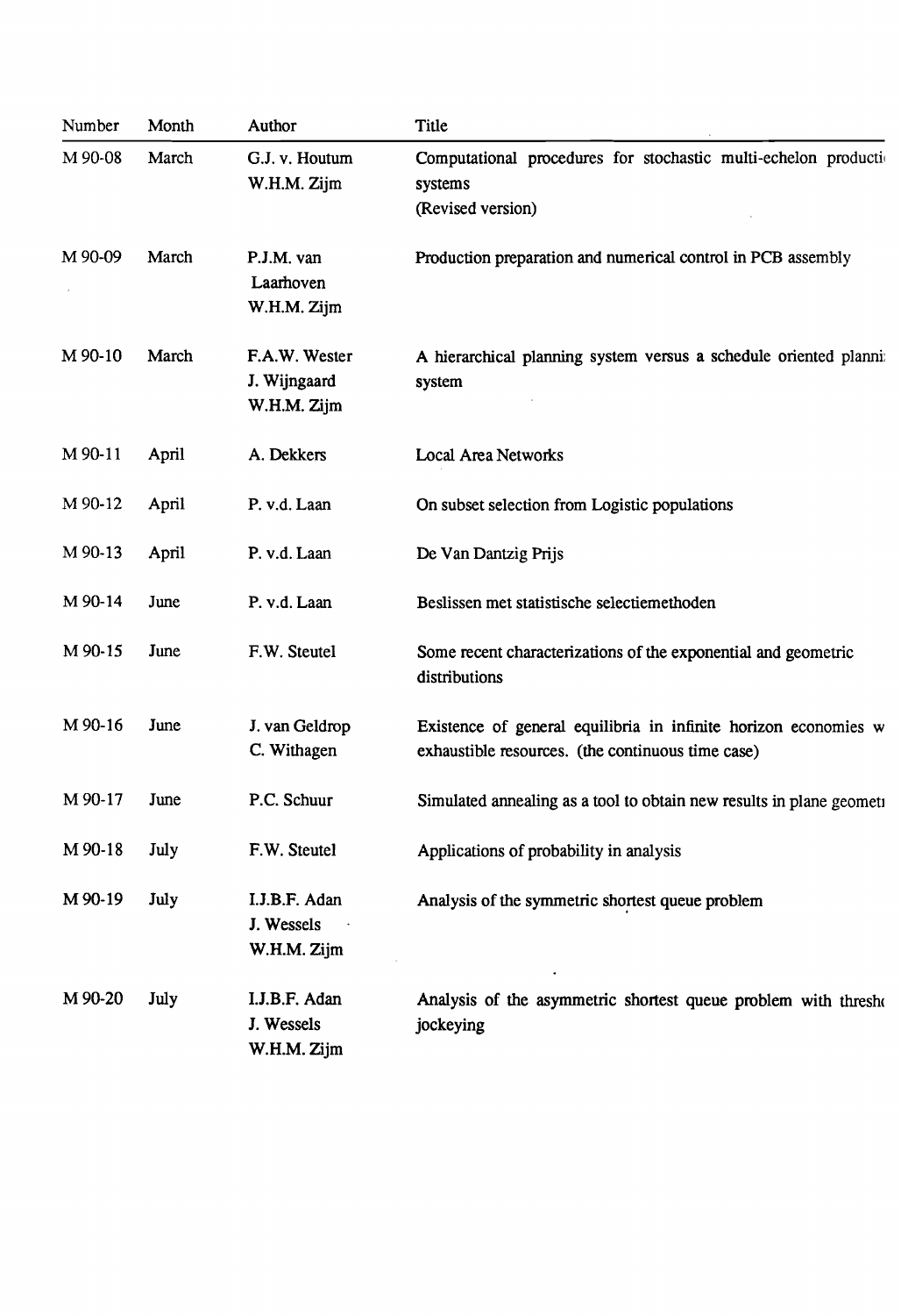| Number | Month | Author | Title |
|---|---|---|---|
| M 90-08 | March | G.J. v. Houtum<br>W.H.M. Zijm | Computational procedures for stochastic multi-echelon producti systems<br>(Revised version) |
| M 90-09 | March | P.J.M. van Laarhoven<br>W.H.M. Zijm | Production preparation and numerical control in PCB assembly |
| M 90-10 | March | F.A.W. Wester<br>J. Wijngaard<br>W.H.M. Zijm | A hierarchical planning system versus a schedule oriented planni system |
| M 90-11 | April | A. Dekkers | Local Area Networks |
| M 90-12 | April | P. v.d. Laan | On subset selection from Logistic populations |
| M 90-13 | April | P. v.d. Laan | De Van Dantzig Prijs |
| M 90-14 | June | P. v.d. Laan | Beslissen met statistische selectiemethoden |
| M 90-15 | June | F.W. Steutel | Some recent characterizations of the exponential and geometric distributions |
| M 90-16 | June | J. van Geldrop<br>C. Withagen | Existence of general equilibria in infinite horizon economies w exhaustible resources. (the continuous time case) |
| M 90-17 | June | P.C. Schuur | Simulated annealing as a tool to obtain new results in plane geomet |
| M 90-18 | July | F.W. Steutel | Applications of probability in analysis |
| M 90-19 | July | I.J.B.F. Adan<br>J. Wessels<br>W.H.M. Zijm | Analysis of the symmetric shortest queue problem |
| M 90-20 | July | I.J.B.F. Adan<br>J. Wessels<br>W.H.M. Zijm | Analysis of the asymmetric shortest queue problem with thresh jockeying |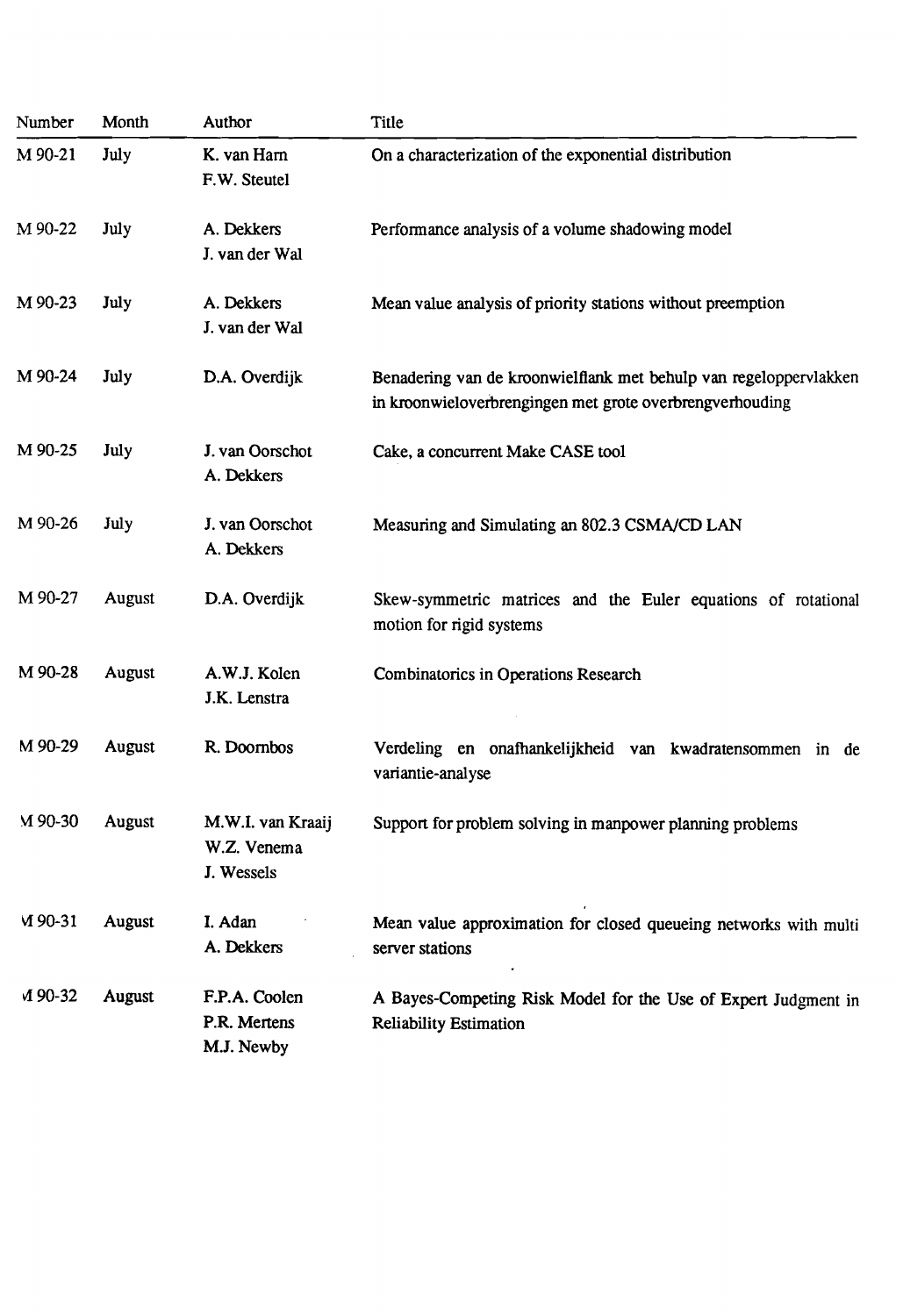| Number | Month | Author | Title |
| --- | --- | --- | --- |
| M 90-21 | July | K. van Ham<br>F.W. Steutel | On a characterization of the exponential distribution |
| M 90-22 | July | A. Dekkers<br>J. van der Wal | Performance analysis of a volume shadowing model |
| M 90-23 | July | A. Dekkers<br>J. van der Wal | Mean value analysis of priority stations without preemption |
| M 90-24 | July | D.A. Overdijk | Benadering van de kroonwielflank met behulp van regeloppervlakken in kroonwieloverbrengingen met grote overbrengverhouding |
| M 90-25 | July | J. van Oorschot<br>A. Dekkers | Cake, a concurrent Make CASE tool |
| M 90-26 | July | J. van Oorschot<br>A. Dekkers | Measuring and Simulating an 802.3 CSMA/CD LAN |
| M 90-27 | August | D.A. Overdijk | Skew-symmetric matrices and the Euler equations of rotational motion for rigid systems |
| M 90-28 | August | A.W.J. Kolen<br>J.K. Lenstra | Combinatorics in Operations Research |
| M 90-29 | August | R. Doornbos | Verdeling en onafhankelijkheid van kwadratensommen in de variantie-analyse |
| M 90-30 | August | M.W.I. van Kraaij<br>W.Z. Venema<br>J. Wessels | Support for problem solving in manpower planning problems |
| M 90-31 | August | I. Adan<br>A. Dekkers | Mean value approximation for closed queueing networks with multi server stations |
| M 90-32 | August | F.P.A. Coolen<br>P.R. Mertens<br>M.J. Newby | A Bayes-Competing Risk Model for the Use of Expert Judgment in Reliability Estimation |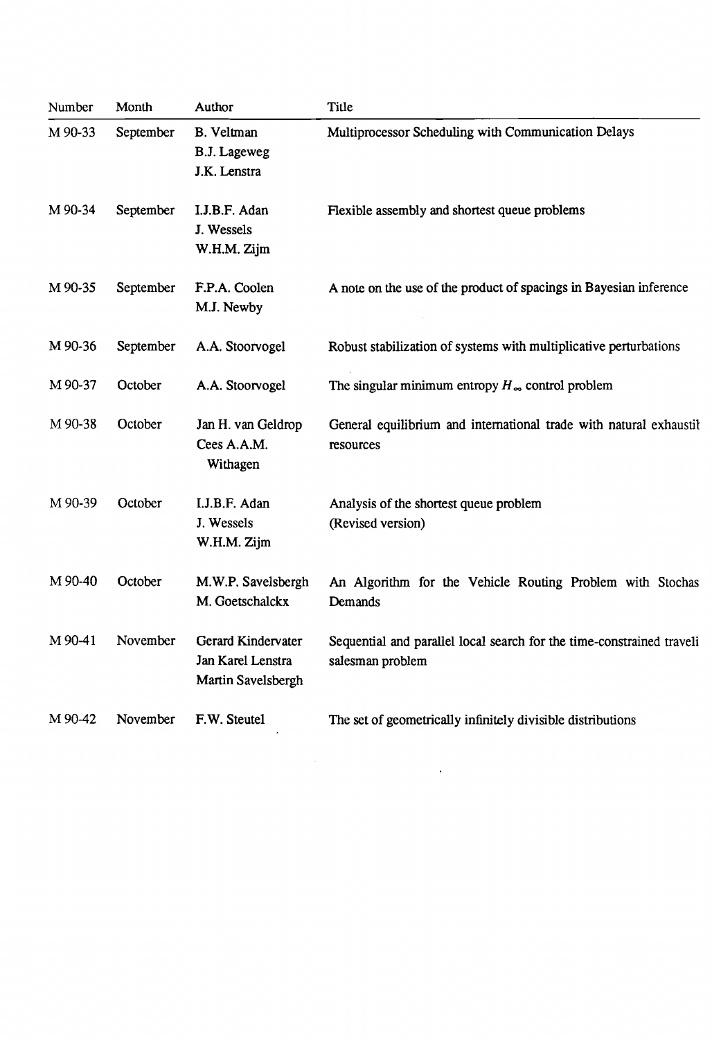| Number | Month | Author | Title |
|---|---|---|---|
| M 90-33 | September | B. Veltman<br>B.J. Lageweg<br>J.K. Lenstra | Multiprocessor Scheduling with Communication Delays |
| M 90-34 | September | I.J.B.F. Adan<br>J. Wessels<br>W.H.M. Zijm | Flexible assembly and shortest queue problems |
| M 90-35 | September | F.P.A. Coolen<br>M.J. Newby | A note on the use of the product of spacings in Bayesian inference |
| M 90-36 | September | A.A. Stoorvogel | Robust stabilization of systems with multiplicative perturbations |
| M 90-37 | October | A.A. Stoorvogel | The singular minimum entropy $H_\infty$ control problem |
| M 90-38 | October | Jan H. van Geldrop<br>Cees A.A.M. Withagen | General equilibrium and international trade with natural exhaustit resources |
| M 90-39 | October | I.J.B.F. Adan<br>J. Wessels<br>W.H.M. Zijm | Analysis of the shortest queue problem<br>(Revised version) |
| M 90-40 | October | M.W.P. Savelsbergh<br>M. Goetschalckx | An Algorithm for the Vehicle Routing Problem with Stochas Demands |
| M 90-41 | November | Gerard Kindervater<br>Jan Karel Lenstra<br>Martin Savelsbergh | Sequential and parallel local search for the time-constrained traveli salesman problem |
| M 90-42 | November | F.W. Steutel | The set of geometrically infinitely divisible distributions |